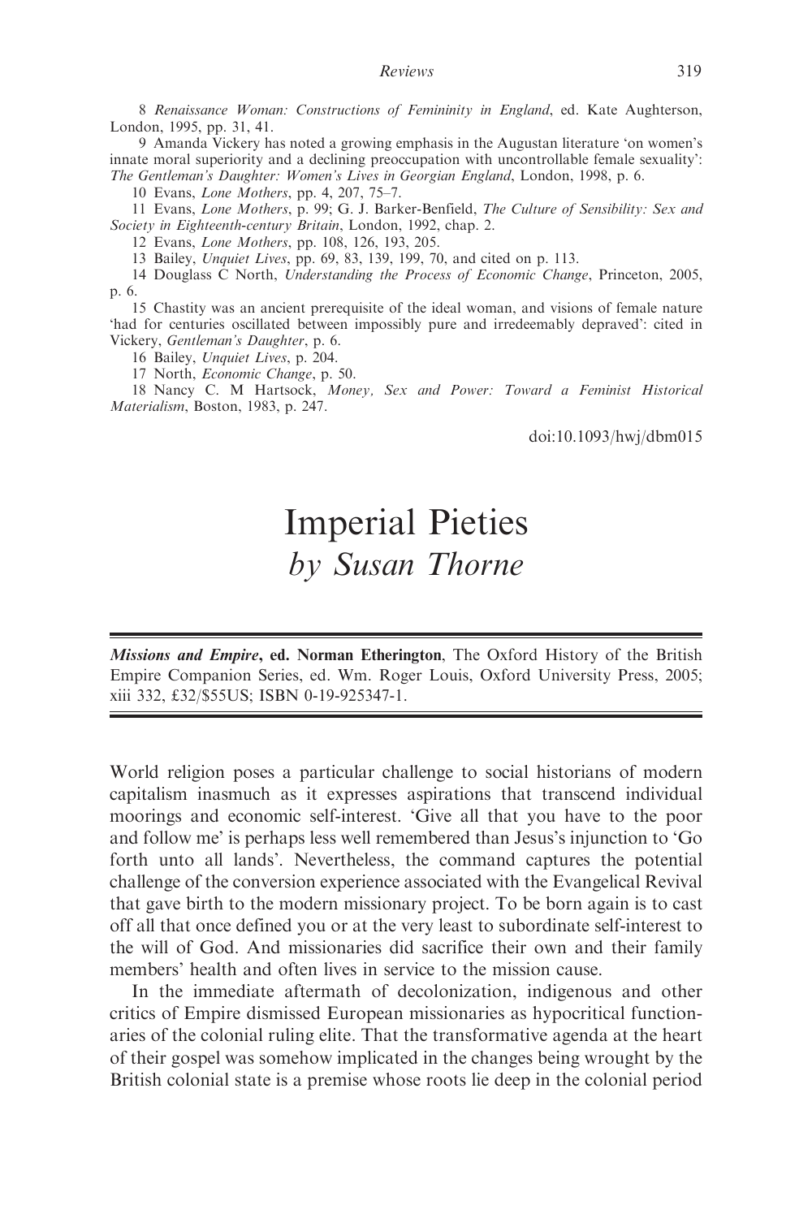8 *Renaissance Woman: Constructions of Femininity in England*, ed. Kate Aughterson, London, 1995, pp. 31, 41.

9 Amanda Vickery has noted a growing emphasis in the Augustan literature 'on women's innate moral superiority and a declining preoccupation with uncontrollable female sexuality': *The Gentleman's Daughter: Women's Lives in Georgian England*, London, 1998, p. 6.

10 Evans, *Lone Mothers*, pp. 4, 207, 75–7.

11 Evans, *Lone Mothers*, p. 99; G. J. Barker-Benfield, *The Culture of Sensibility: Sex and Society in Eighteenth-century Britain*, London, 1992, chap. 2.

12 Evans, *Lone Mothers*, pp. 108, 126, 193, 205.

13 Bailey, *Unquiet Lives*, pp. 69, 83, 139, 199, 70, and cited on p. 113.

14 Douglass C North, *Understanding the Process of Economic Change*, Princeton, 2005, p. 6.

15 Chastity was an ancient prerequisite of the ideal woman, and visions of female nature 'had for centuries oscillated between impossibly pure and irredeemably depraved': cited in Vickery, *Gentleman's Daughter*, p. 6.

16 Bailey, *Unquiet Lives*, p. 204.

17 North, *Economic Change*, p. 50.

18 Nancy C. M Hartsock, *Money, Sex and Power: Toward a Feminist Historical Materialism*, Boston, 1983, p. 247.

doi:10.1093/hwj/dbm015

# Imperial Pieties
## *by Susan Thorne*

***Missions and Empire*, ed. Norman Etherington**, The Oxford History of the British Empire Companion Series, ed. Wm. Roger Louis, Oxford University Press, 2005; xiii 332, £32/$55US; ISBN 0-19-925347-1.

World religion poses a particular challenge to social historians of modern capitalism inasmuch as it expresses aspirations that transcend individual moorings and economic self-interest. 'Give all that you have to the poor and follow me' is perhaps less well remembered than Jesus's injunction to 'Go forth unto all lands'. Nevertheless, the command captures the potential challenge of the conversion experience associated with the Evangelical Revival that gave birth to the modern missionary project. To be born again is to cast off all that once defined you or at the very least to subordinate self-interest to the will of God. And missionaries did sacrifice their own and their family members' health and often lives in service to the mission cause.

In the immediate aftermath of decolonization, indigenous and other critics of Empire dismissed European missionaries as hypocritical functionaries of the colonial ruling elite. That the transformative agenda at the heart of their gospel was somehow implicated in the changes being wrought by the British colonial state is a premise whose roots lie deep in the colonial period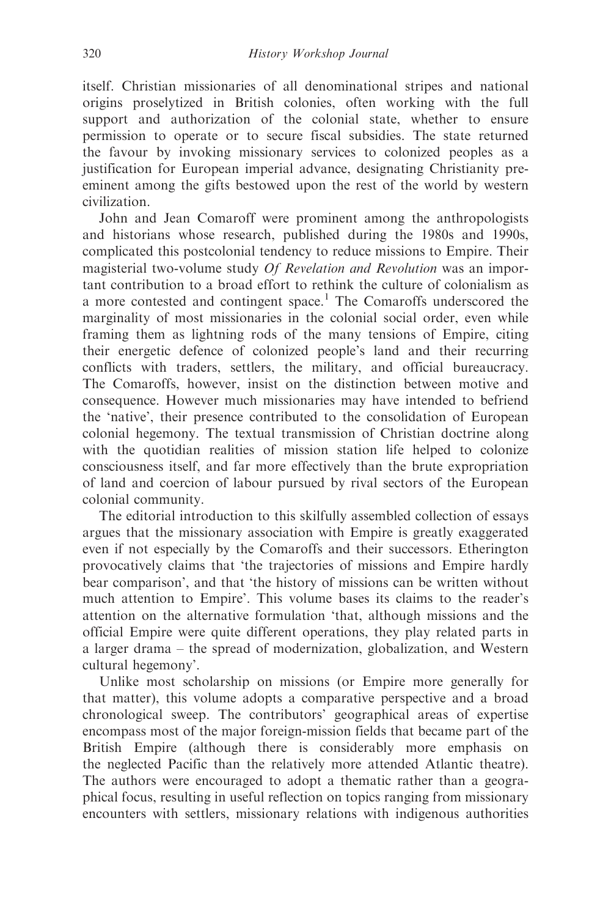itself. Christian missionaries of all denominational stripes and national origins proselytized in British colonies, often working with the full support and authorization of the colonial state, whether to ensure permission to operate or to secure fiscal subsidies. The state returned the favour by invoking missionary services to colonized peoples as a justification for European imperial advance, designating Christianity pre-eminent among the gifts bestowed upon the rest of the world by western civilization.

John and Jean Comaroff were prominent among the anthropologists and historians whose research, published during the 1980s and 1990s, complicated this postcolonial tendency to reduce missions to Empire. Their magisterial two-volume study *Of Revelation and Revolution* was an important contribution to a broad effort to rethink the culture of colonialism as a more contested and contingent space.[1] The Comaroffs underscored the marginality of most missionaries in the colonial social order, even while framing them as lightning rods of the many tensions of Empire, citing their energetic defence of colonized people's land and their recurring conflicts with traders, settlers, the military, and official bureaucracy. The Comaroffs, however, insist on the distinction between motive and consequence. However much missionaries may have intended to befriend the 'native', their presence contributed to the consolidation of European colonial hegemony. The textual transmission of Christian doctrine along with the quotidian realities of mission station life helped to colonize consciousness itself, and far more effectively than the brute expropriation of land and coercion of labour pursued by rival sectors of the European colonial community.

The editorial introduction to this skilfully assembled collection of essays argues that the missionary association with Empire is greatly exaggerated even if not especially by the Comaroffs and their successors. Etherington provocatively claims that 'the trajectories of missions and Empire hardly bear comparison', and that 'the history of missions can be written without much attention to Empire'. This volume bases its claims to the reader's attention on the alternative formulation 'that, although missions and the official Empire were quite different operations, they play related parts in a larger drama – the spread of modernization, globalization, and Western cultural hegemony'.

Unlike most scholarship on missions (or Empire more generally for that matter), this volume adopts a comparative perspective and a broad chronological sweep. The contributors' geographical areas of expertise encompass most of the major foreign-mission fields that became part of the British Empire (although there is considerably more emphasis on the neglected Pacific than the relatively more attended Atlantic theatre). The authors were encouraged to adopt a thematic rather than a geographical focus, resulting in useful reflection on topics ranging from missionary encounters with settlers, missionary relations with indigenous authorities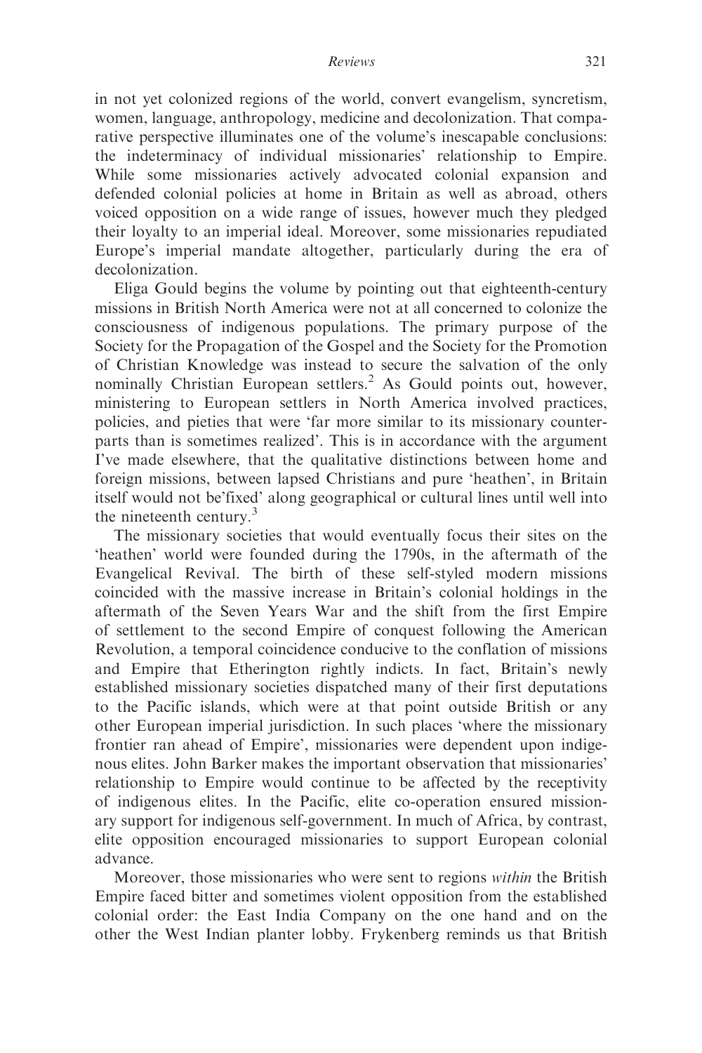in not yet colonized regions of the world, convert evangelism, syncretism, women, language, anthropology, medicine and decolonization. That comparative perspective illuminates one of the volume's inescapable conclusions: the indeterminacy of individual missionaries' relationship to Empire. While some missionaries actively advocated colonial expansion and defended colonial policies at home in Britain as well as abroad, others voiced opposition on a wide range of issues, however much they pledged their loyalty to an imperial ideal. Moreover, some missionaries repudiated Europe's imperial mandate altogether, particularly during the era of decolonization.

Eliga Gould begins the volume by pointing out that eighteenth-century missions in British North America were not at all concerned to colonize the consciousness of indigenous populations. The primary purpose of the Society for the Propagation of the Gospel and the Society for the Promotion of Christian Knowledge was instead to secure the salvation of the only nominally Christian European settlers.[2] As Gould points out, however, ministering to European settlers in North America involved practices, policies, and pieties that were 'far more similar to its missionary counterparts than is sometimes realized'. This is in accordance with the argument I've made elsewhere, that the qualitative distinctions between home and foreign missions, between lapsed Christians and pure 'heathen', in Britain itself would not be'fixed' along geographical or cultural lines until well into the nineteenth century.[3]

The missionary societies that would eventually focus their sites on the 'heathen' world were founded during the 1790s, in the aftermath of the Evangelical Revival. The birth of these self-styled modern missions coincided with the massive increase in Britain's colonial holdings in the aftermath of the Seven Years War and the shift from the first Empire of settlement to the second Empire of conquest following the American Revolution, a temporal coincidence conducive to the conflation of missions and Empire that Etherington rightly indicts. In fact, Britain's newly established missionary societies dispatched many of their first deputations to the Pacific islands, which were at that point outside British or any other European imperial jurisdiction. In such places 'where the missionary frontier ran ahead of Empire', missionaries were dependent upon indigenous elites. John Barker makes the important observation that missionaries' relationship to Empire would continue to be affected by the receptivity of indigenous elites. In the Pacific, elite co-operation ensured missionary support for indigenous self-government. In much of Africa, by contrast, elite opposition encouraged missionaries to support European colonial advance.

Moreover, those missionaries who were sent to regions *within* the British Empire faced bitter and sometimes violent opposition from the established colonial order: the East India Company on the one hand and on the other the West Indian planter lobby. Frykenberg reminds us that British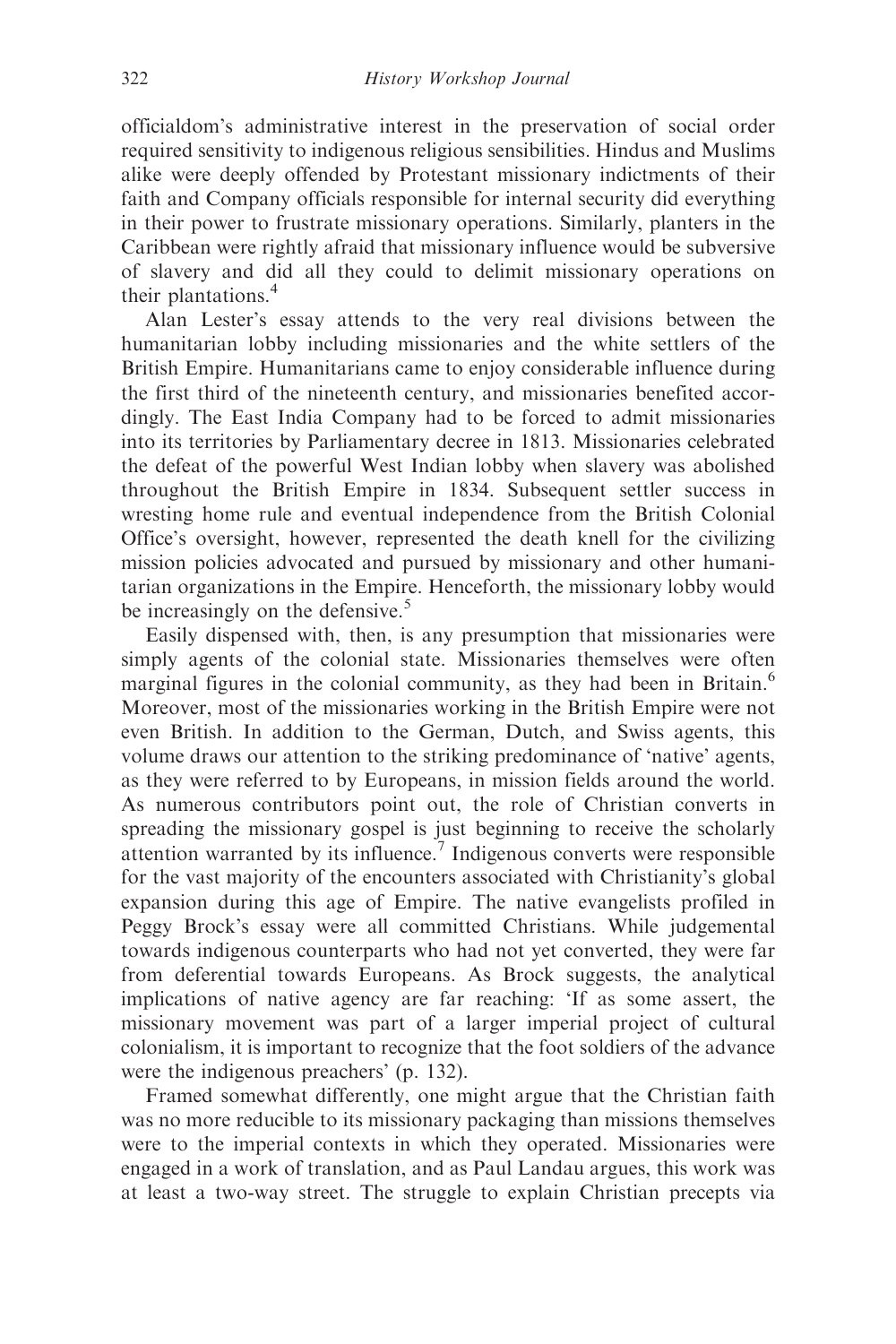officialdom's administrative interest in the preservation of social order required sensitivity to indigenous religious sensibilities. Hindus and Muslims alike were deeply offended by Protestant missionary indictments of their faith and Company officials responsible for internal security did everything in their power to frustrate missionary operations. Similarly, planters in the Caribbean were rightly afraid that missionary influence would be subversive of slavery and did all they could to delimit missionary operations on their plantations.[4]

Alan Lester's essay attends to the very real divisions between the humanitarian lobby including missionaries and the white settlers of the British Empire. Humanitarians came to enjoy considerable influence during the first third of the nineteenth century, and missionaries benefited accordingly. The East India Company had to be forced to admit missionaries into its territories by Parliamentary decree in 1813. Missionaries celebrated the defeat of the powerful West Indian lobby when slavery was abolished throughout the British Empire in 1834. Subsequent settler success in wresting home rule and eventual independence from the British Colonial Office's oversight, however, represented the death knell for the civilizing mission policies advocated and pursued by missionary and other humanitarian organizations in the Empire. Henceforth, the missionary lobby would be increasingly on the defensive.[5]

Easily dispensed with, then, is any presumption that missionaries were simply agents of the colonial state. Missionaries themselves were often marginal figures in the colonial community, as they had been in Britain.[6] Moreover, most of the missionaries working in the British Empire were not even British. In addition to the German, Dutch, and Swiss agents, this volume draws our attention to the striking predominance of 'native' agents, as they were referred to by Europeans, in mission fields around the world. As numerous contributors point out, the role of Christian converts in spreading the missionary gospel is just beginning to receive the scholarly attention warranted by its influence.[7] Indigenous converts were responsible for the vast majority of the encounters associated with Christianity's global expansion during this age of Empire. The native evangelists profiled in Peggy Brock's essay were all committed Christians. While judgemental towards indigenous counterparts who had not yet converted, they were far from deferential towards Europeans. As Brock suggests, the analytical implications of native agency are far reaching: 'If as some assert, the missionary movement was part of a larger imperial project of cultural colonialism, it is important to recognize that the foot soldiers of the advance were the indigenous preachers' (p. 132).

Framed somewhat differently, one might argue that the Christian faith was no more reducible to its missionary packaging than missions themselves were to the imperial contexts in which they operated. Missionaries were engaged in a work of translation, and as Paul Landau argues, this work was at least a two-way street. The struggle to explain Christian precepts via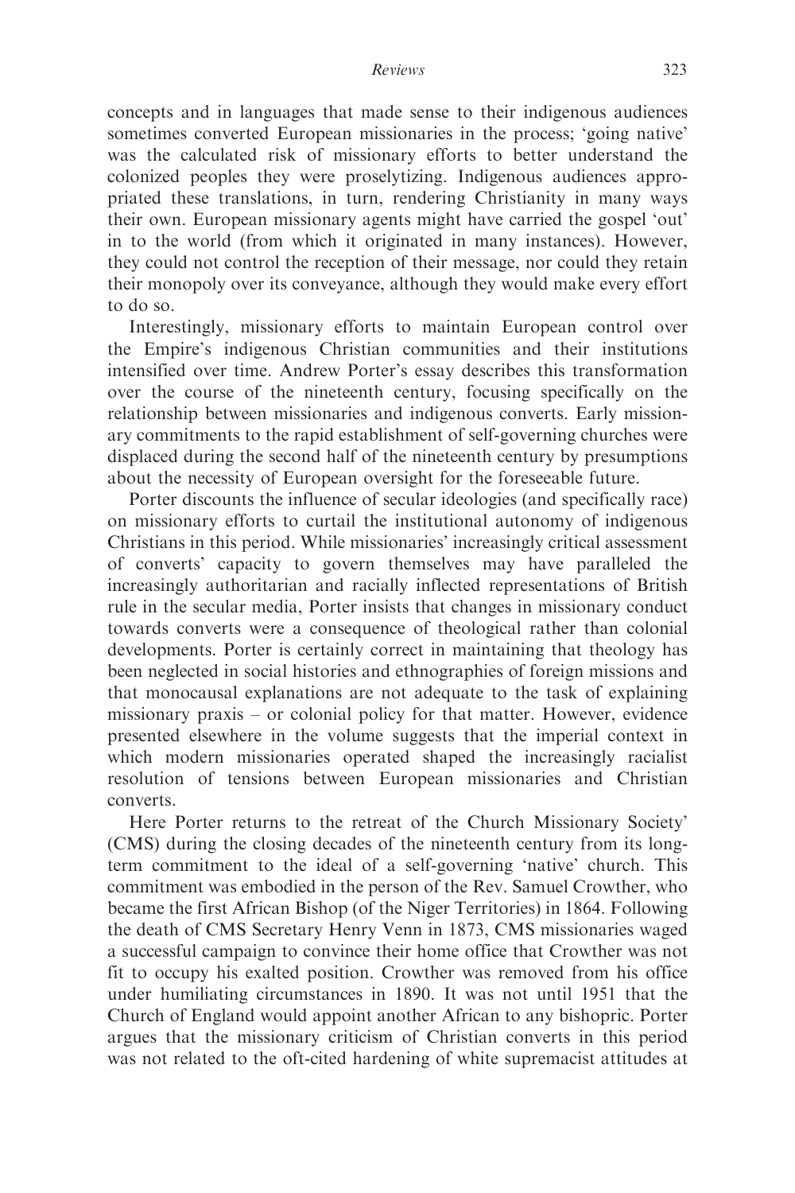concepts and in languages that made sense to their indigenous audiences sometimes converted European missionaries in the process; 'going native' was the calculated risk of missionary efforts to better understand the colonized peoples they were proselytizing. Indigenous audiences appropriated these translations, in turn, rendering Christianity in many ways their own. European missionary agents might have carried the gospel 'out' in to the world (from which it originated in many instances). However, they could not control the reception of their message, nor could they retain their monopoly over its conveyance, although they would make every effort to do so.

Interestingly, missionary efforts to maintain European control over the Empire's indigenous Christian communities and their institutions intensified over time. Andrew Porter's essay describes this transformation over the course of the nineteenth century, focusing specifically on the relationship between missionaries and indigenous converts. Early missionary commitments to the rapid establishment of self-governing churches were displaced during the second half of the nineteenth century by presumptions about the necessity of European oversight for the foreseeable future.

Porter discounts the influence of secular ideologies (and specifically race) on missionary efforts to curtail the institutional autonomy of indigenous Christians in this period. While missionaries' increasingly critical assessment of converts' capacity to govern themselves may have paralleled the increasingly authoritarian and racially inflected representations of British rule in the secular media, Porter insists that changes in missionary conduct towards converts were a consequence of theological rather than colonial developments. Porter is certainly correct in maintaining that theology has been neglected in social histories and ethnographies of foreign missions and that monocausal explanations are not adequate to the task of explaining missionary praxis – or colonial policy for that matter. However, evidence presented elsewhere in the volume suggests that the imperial context in which modern missionaries operated shaped the increasingly racialist resolution of tensions between European missionaries and Christian converts.

Here Porter returns to the retreat of the Church Missionary Society' (CMS) during the closing decades of the nineteenth century from its long-term commitment to the ideal of a self-governing 'native' church. This commitment was embodied in the person of the Rev. Samuel Crowther, who became the first African Bishop (of the Niger Territories) in 1864. Following the death of CMS Secretary Henry Venn in 1873, CMS missionaries waged a successful campaign to convince their home office that Crowther was not fit to occupy his exalted position. Crowther was removed from his office under humiliating circumstances in 1890. It was not until 1951 that the Church of England would appoint another African to any bishopric. Porter argues that the missionary criticism of Christian converts in this period was not related to the oft-cited hardening of white supremacist attitudes at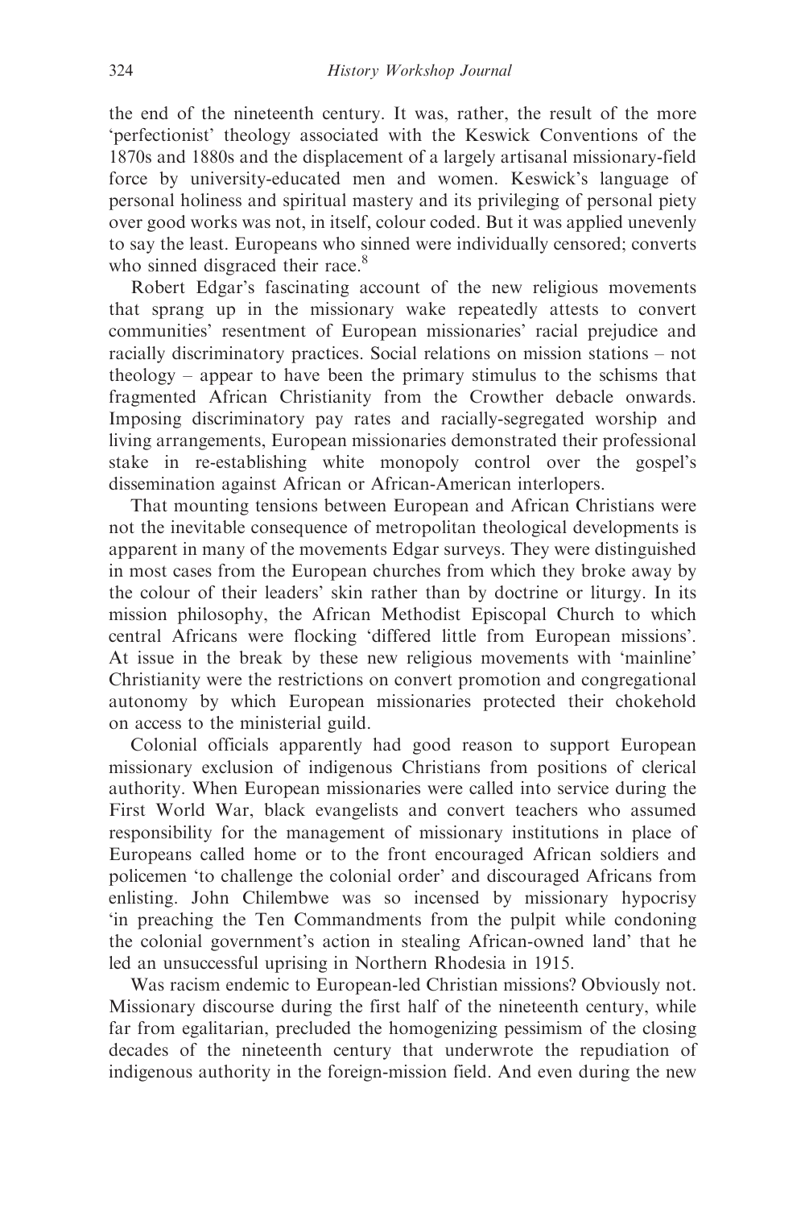the end of the nineteenth century. It was, rather, the result of the more 'perfectionist' theology associated with the Keswick Conventions of the 1870s and 1880s and the displacement of a largely artisanal missionary-field force by university-educated men and women. Keswick's language of personal holiness and spiritual mastery and its privileging of personal piety over good works was not, in itself, colour coded. But it was applied unevenly to say the least. Europeans who sinned were individually censored; converts who sinned disgraced their race.[8]

Robert Edgar's fascinating account of the new religious movements that sprang up in the missionary wake repeatedly attests to convert communities' resentment of European missionaries' racial prejudice and racially discriminatory practices. Social relations on mission stations – not theology – appear to have been the primary stimulus to the schisms that fragmented African Christianity from the Crowther debacle onwards. Imposing discriminatory pay rates and racially-segregated worship and living arrangements, European missionaries demonstrated their professional stake in re-establishing white monopoly control over the gospel's dissemination against African or African-American interlopers.

That mounting tensions between European and African Christians were not the inevitable consequence of metropolitan theological developments is apparent in many of the movements Edgar surveys. They were distinguished in most cases from the European churches from which they broke away by the colour of their leaders' skin rather than by doctrine or liturgy. In its mission philosophy, the African Methodist Episcopal Church to which central Africans were flocking 'differed little from European missions'. At issue in the break by these new religious movements with 'mainline' Christianity were the restrictions on convert promotion and congregational autonomy by which European missionaries protected their chokehold on access to the ministerial guild.

Colonial officials apparently had good reason to support European missionary exclusion of indigenous Christians from positions of clerical authority. When European missionaries were called into service during the First World War, black evangelists and convert teachers who assumed responsibility for the management of missionary institutions in place of Europeans called home or to the front encouraged African soldiers and policemen 'to challenge the colonial order' and discouraged Africans from enlisting. John Chilembwe was so incensed by missionary hypocrisy 'in preaching the Ten Commandments from the pulpit while condoning the colonial government's action in stealing African-owned land' that he led an unsuccessful uprising in Northern Rhodesia in 1915.

Was racism endemic to European-led Christian missions? Obviously not. Missionary discourse during the first half of the nineteenth century, while far from egalitarian, precluded the homogenizing pessimism of the closing decades of the nineteenth century that underwrote the repudiation of indigenous authority in the foreign-mission field. And even during the new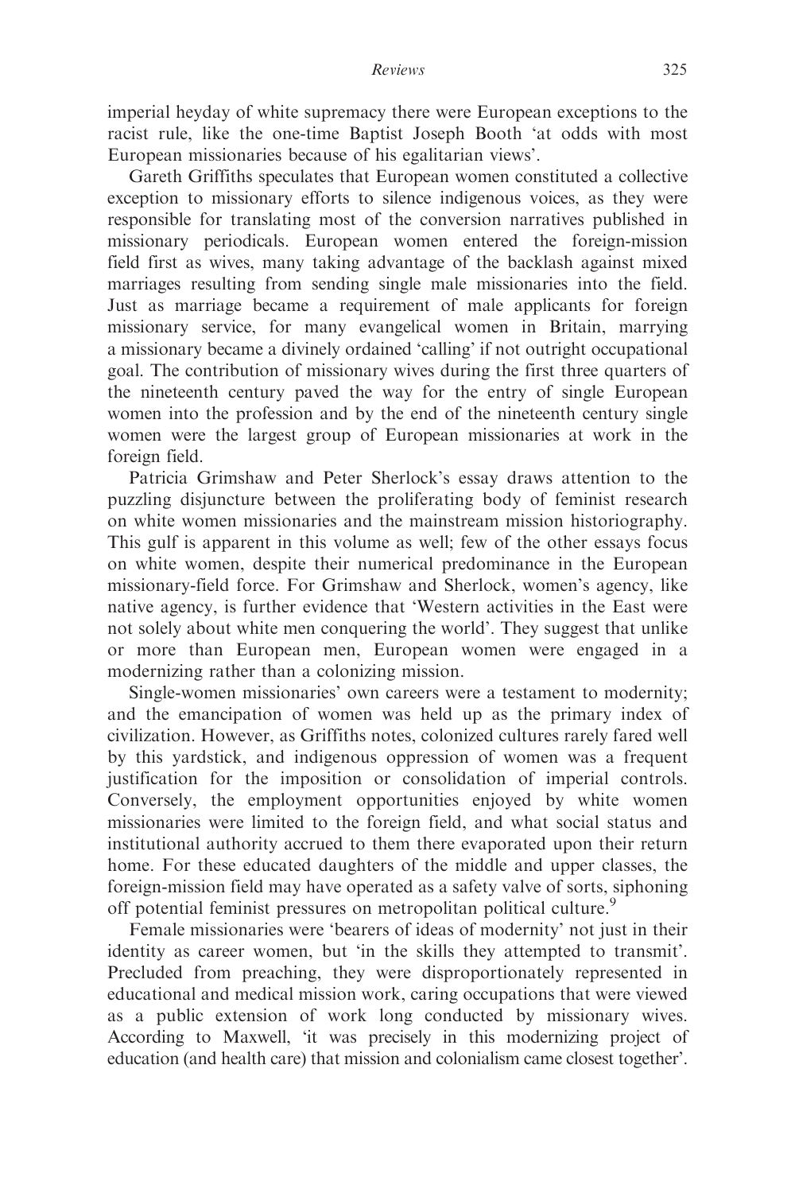imperial heyday of white supremacy there were European exceptions to the racist rule, like the one-time Baptist Joseph Booth 'at odds with most European missionaries because of his egalitarian views'.

Gareth Griffiths speculates that European women constituted a collective exception to missionary efforts to silence indigenous voices, as they were responsible for translating most of the conversion narratives published in missionary periodicals. European women entered the foreign-mission field first as wives, many taking advantage of the backlash against mixed marriages resulting from sending single male missionaries into the field. Just as marriage became a requirement of male applicants for foreign missionary service, for many evangelical women in Britain, marrying a missionary became a divinely ordained 'calling' if not outright occupational goal. The contribution of missionary wives during the first three quarters of the nineteenth century paved the way for the entry of single European women into the profession and by the end of the nineteenth century single women were the largest group of European missionaries at work in the foreign field.

Patricia Grimshaw and Peter Sherlock's essay draws attention to the puzzling disjuncture between the proliferating body of feminist research on white women missionaries and the mainstream mission historiography. This gulf is apparent in this volume as well; few of the other essays focus on white women, despite their numerical predominance in the European missionary-field force. For Grimshaw and Sherlock, women's agency, like native agency, is further evidence that 'Western activities in the East were not solely about white men conquering the world'. They suggest that unlike or more than European men, European women were engaged in a modernizing rather than a colonizing mission.

Single-women missionaries' own careers were a testament to modernity; and the emancipation of women was held up as the primary index of civilization. However, as Griffiths notes, colonized cultures rarely fared well by this yardstick, and indigenous oppression of women was a frequent justification for the imposition or consolidation of imperial controls. Conversely, the employment opportunities enjoyed by white women missionaries were limited to the foreign field, and what social status and institutional authority accrued to them there evaporated upon their return home. For these educated daughters of the middle and upper classes, the foreign-mission field may have operated as a safety valve of sorts, siphoning off potential feminist pressures on metropolitan political culture.[9]

Female missionaries were 'bearers of ideas of modernity' not just in their identity as career women, but 'in the skills they attempted to transmit'. Precluded from preaching, they were disproportionately represented in educational and medical mission work, caring occupations that were viewed as a public extension of work long conducted by missionary wives. According to Maxwell, 'it was precisely in this modernizing project of education (and health care) that mission and colonialism came closest together'.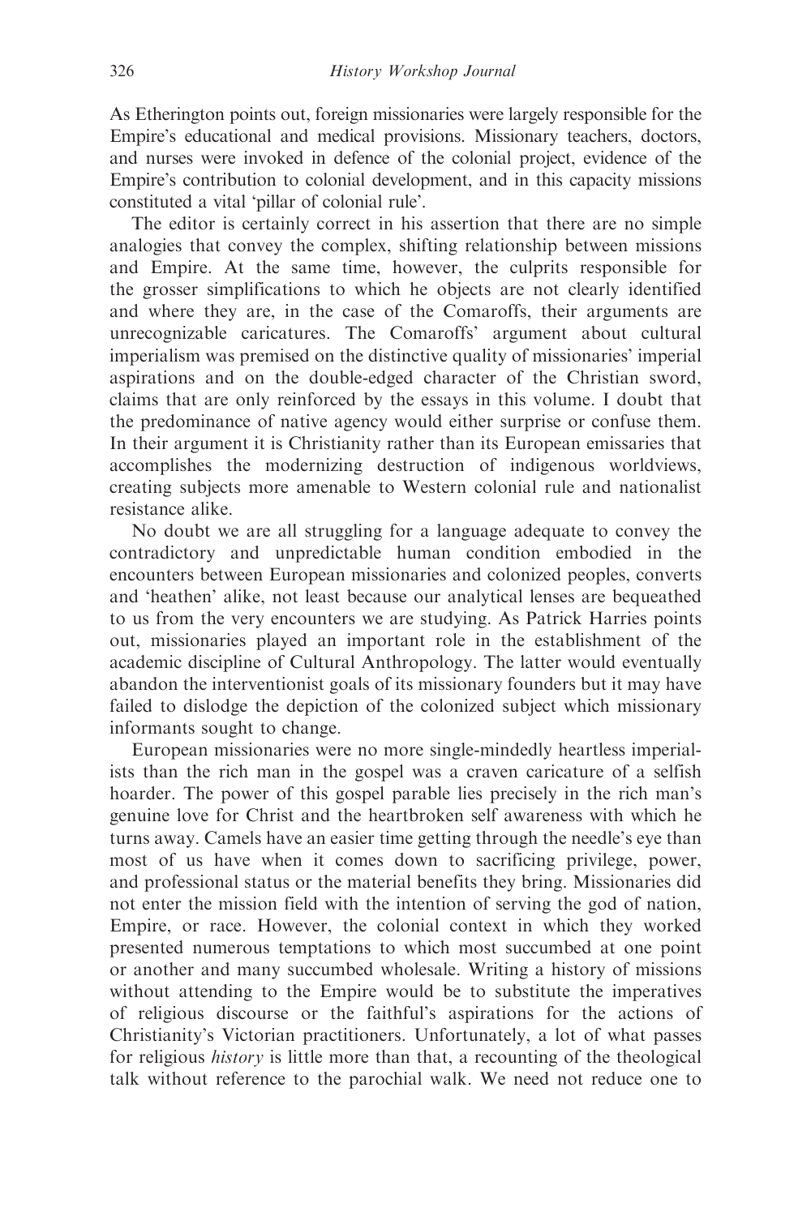As Etherington points out, foreign missionaries were largely responsible for the Empire's educational and medical provisions. Missionary teachers, doctors, and nurses were invoked in defence of the colonial project, evidence of the Empire's contribution to colonial development, and in this capacity missions constituted a vital 'pillar of colonial rule'.

The editor is certainly correct in his assertion that there are no simple analogies that convey the complex, shifting relationship between missions and Empire. At the same time, however, the culprits responsible for the grosser simplifications to which he objects are not clearly identified and where they are, in the case of the Comaroffs, their arguments are unrecognizable caricatures. The Comaroffs' argument about cultural imperialism was premised on the distinctive quality of missionaries' imperial aspirations and on the double-edged character of the Christian sword, claims that are only reinforced by the essays in this volume. I doubt that the predominance of native agency would either surprise or confuse them. In their argument it is Christianity rather than its European emissaries that accomplishes the modernizing destruction of indigenous worldviews, creating subjects more amenable to Western colonial rule and nationalist resistance alike.

No doubt we are all struggling for a language adequate to convey the contradictory and unpredictable human condition embodied in the encounters between European missionaries and colonized peoples, converts and 'heathen' alike, not least because our analytical lenses are bequeathed to us from the very encounters we are studying. As Patrick Harries points out, missionaries played an important role in the establishment of the academic discipline of Cultural Anthropology. The latter would eventually abandon the interventionist goals of its missionary founders but it may have failed to dislodge the depiction of the colonized subject which missionary informants sought to change.

European missionaries were no more single-mindedly heartless imperialists than the rich man in the gospel was a craven caricature of a selfish hoarder. The power of this gospel parable lies precisely in the rich man's genuine love for Christ and the heartbroken self awareness with which he turns away. Camels have an easier time getting through the needle's eye than most of us have when it comes down to sacrificing privilege, power, and professional status or the material benefits they bring. Missionaries did not enter the mission field with the intention of serving the god of nation, Empire, or race. However, the colonial context in which they worked presented numerous temptations to which most succumbed at one point or another and many succumbed wholesale. Writing a history of missions without attending to the Empire would be to substitute the imperatives of religious discourse or the faithful's aspirations for the actions of Christianity's Victorian practitioners. Unfortunately, a lot of what passes for religious *history* is little more than that, a recounting of the theological talk without reference to the parochial walk. We need not reduce one to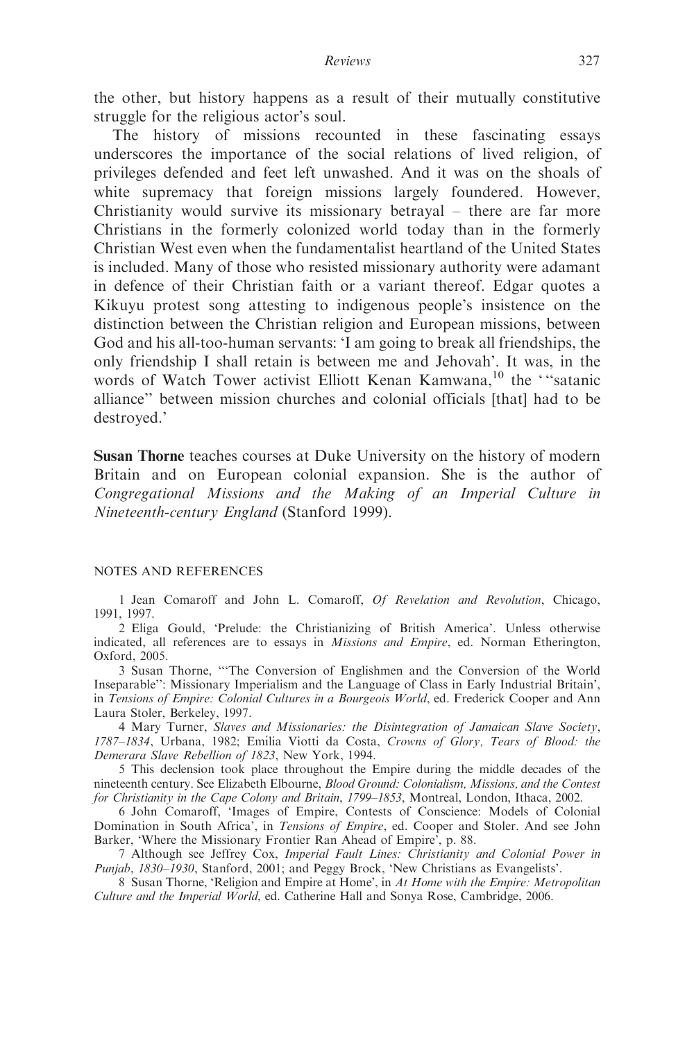the other, but history happens as a result of their mutually constitutive struggle for the religious actor's soul.

The history of missions recounted in these fascinating essays underscores the importance of the social relations of lived religion, of privileges defended and feet left unwashed. And it was on the shoals of white supremacy that foreign missions largely foundered. However, Christianity would survive its missionary betrayal – there are far more Christians in the formerly colonized world today than in the formerly Christian West even when the fundamentalist heartland of the United States is included. Many of those who resisted missionary authority were adamant in defence of their Christian faith or a variant thereof. Edgar quotes a Kikuyu protest song attesting to indigenous people's insistence on the distinction between the Christian religion and European missions, between God and his all-too-human servants: 'I am going to break all friendships, the only friendship I shall retain is between me and Jehovah'. It was, in the words of Watch Tower activist Elliott Kenan Kamwana,[10] the '"satanic alliance" between mission churches and colonial officials [that] had to be destroyed.'

**Susan Thorne** teaches courses at Duke University on the history of modern Britain and on European colonial expansion. She is the author of *Congregational Missions and the Making of an Imperial Culture in Nineteenth-century England* (Stanford 1999).

NOTES AND REFERENCES

1 Jean Comaroff and John L. Comaroff, *Of Revelation and Revolution*, Chicago, 1991, 1997.

2 Eliga Gould, 'Prelude: the Christianizing of British America'. Unless otherwise indicated, all references are to essays in *Missions and Empire*, ed. Norman Etherington, Oxford, 2005.

3 Susan Thorne, '"The Conversion of Englishmen and the Conversion of the World Inseparable": Missionary Imperialism and the Language of Class in Early Industrial Britain', in *Tensions of Empire: Colonial Cultures in a Bourgeois World*, ed. Frederick Cooper and Ann Laura Stoler, Berkeley, 1997.

4 Mary Turner, *Slaves and Missionaries: the Disintegration of Jamaican Slave Society, 1787–1834*, Urbana, 1982; Emília Viotti da Costa, *Crowns of Glory, Tears of Blood: the Demerara Slave Rebellion of 1823*, New York, 1994.

5 This declension took place throughout the Empire during the middle decades of the nineteenth century. See Elizabeth Elbourne, *Blood Ground: Colonialism, Missions, and the Contest for Christianity in the Cape Colony and Britain, 1799–1853*, Montreal, London, Ithaca, 2002.

6 John Comaroff, 'Images of Empire, Contests of Conscience: Models of Colonial Domination in South Africa', in *Tensions of Empire*, ed. Cooper and Stoler. And see John Barker, 'Where the Missionary Frontier Ran Ahead of Empire', p. 88.

7 Although see Jeffrey Cox, *Imperial Fault Lines: Christianity and Colonial Power in Punjab, 1830–1930*, Stanford, 2001; and Peggy Brock, 'New Christians as Evangelists'.

8 Susan Thorne, 'Religion and Empire at Home', in *At Home with the Empire: Metropolitan Culture and the Imperial World*, ed. Catherine Hall and Sonya Rose, Cambridge, 2006.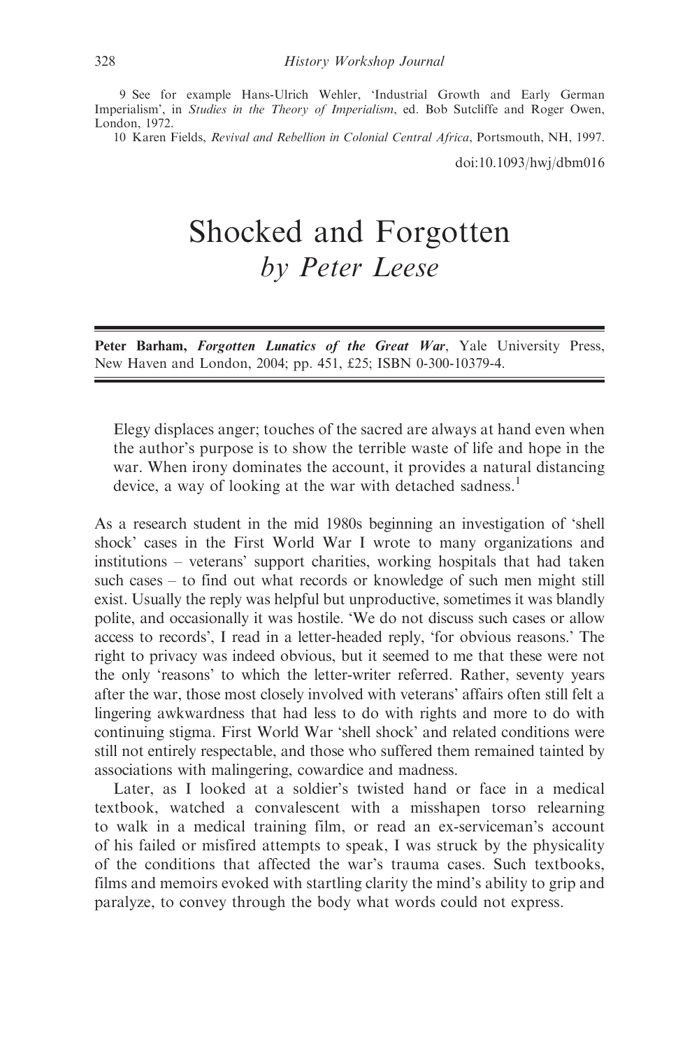9 See for example Hans-Ulrich Wehler, 'Industrial Growth and Early German Imperialism', in *Studies in the Theory of Imperialism*, ed. Bob Sutcliffe and Roger Owen, London, 1972.

10 Karen Fields, *Revival and Rebellion in Colonial Central Africa*, Portsmouth, NH, 1997.

doi:10.1093/hwj/dbm016

# Shocked and Forgotten
## *by Peter Leese*

**Peter Barham,** ***Forgotten Lunatics of the Great War***, Yale University Press, New Haven and London, 2004; pp. 451, £25; ISBN 0-300-10379-4.

> Elegy displaces anger; touches of the sacred are always at hand even when the author's purpose is to show the terrible waste of life and hope in the war. When irony dominates the account, it provides a natural distancing device, a way of looking at the war with detached sadness.[1]

As a research student in the mid 1980s beginning an investigation of 'shell shock' cases in the First World War I wrote to many organizations and institutions – veterans' support charities, working hospitals that had taken such cases – to find out what records or knowledge of such men might still exist. Usually the reply was helpful but unproductive, sometimes it was blandly polite, and occasionally it was hostile. 'We do not discuss such cases or allow access to records', I read in a letter-headed reply, 'for obvious reasons.' The right to privacy was indeed obvious, but it seemed to me that these were not the only 'reasons' to which the letter-writer referred. Rather, seventy years after the war, those most closely involved with veterans' affairs often still felt a lingering awkwardness that had less to do with rights and more to do with continuing stigma. First World War 'shell shock' and related conditions were still not entirely respectable, and those who suffered them remained tainted by associations with malingering, cowardice and madness.

Later, as I looked at a soldier's twisted hand or face in a medical textbook, watched a convalescent with a misshapen torso relearning to walk in a medical training film, or read an ex-serviceman's account of his failed or misfired attempts to speak, I was struck by the physicality of the conditions that affected the war's trauma cases. Such textbooks, films and memoirs evoked with startling clarity the mind's ability to grip and paralyze, to convey through the body what words could not express.